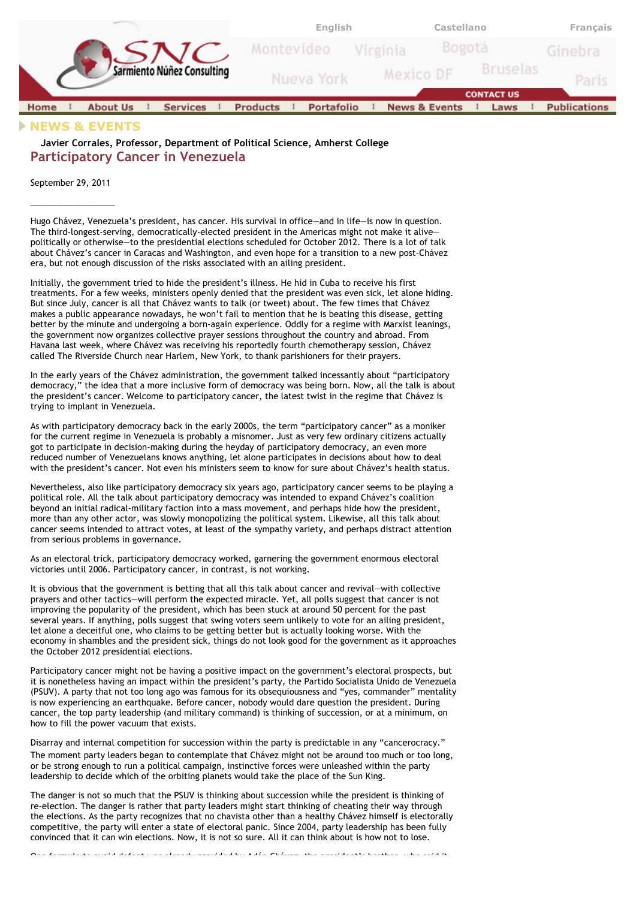## NEWS & EVENTS

**Javier Corrales, Professor, Department of Political Science, Amherst College**

# Participatory Cancer in Venezuela

September 29, 2011

Hugo Chávez, Venezuela's president, has cancer. His survival in office—and in life—is now in question. The third-longest-serving, democratically-elected president in the Americas might not make it alive—politically or otherwise—to the presidential elections scheduled for October 2012. There is a lot of talk about Chávez's cancer in Caracas and Washington, and even hope for a transition to a new post-Chávez era, but not enough discussion of the risks associated with an ailing president.

Initially, the government tried to hide the president's illness. He hid in Cuba to receive his first treatments. For a few weeks, ministers openly denied that the president was even sick, let alone hiding. But since July, cancer is all that Chávez wants to talk (or tweet) about. The few times that Chávez makes a public appearance nowadays, he won't fail to mention that he is beating this disease, getting better by the minute and undergoing a born-again experience. Oddly for a regime with Marxist leanings, the government now organizes collective prayer sessions throughout the country and abroad. From Havana last week, where Chávez was receiving his reportedly fourth chemotherapy session, Chávez called The Riverside Church near Harlem, New York, to thank parishioners for their prayers.

In the early years of the Chávez administration, the government talked incessantly about "participatory democracy," the idea that a more inclusive form of democracy was being born. Now, all the talk is about the president's cancer. Welcome to participatory cancer, the latest twist in the regime that Chávez is trying to implant in Venezuela.

As with participatory democracy back in the early 2000s, the term "participatory cancer" as a moniker for the current regime in Venezuela is probably a misnomer. Just as very few ordinary citizens actually got to participate in decision-making during the heyday of participatory democracy, an even more reduced number of Venezuelans knows anything, let alone participates in decisions about how to deal with the president's cancer. Not even his ministers seem to know for sure about Chávez's health status.

Nevertheless, also like participatory democracy six years ago, participatory cancer seems to be playing a political role. All the talk about participatory democracy was intended to expand Chávez's coalition beyond an initial radical-military faction into a mass movement, and perhaps hide how the president, more than any other actor, was slowly monopolizing the political system. Likewise, all this talk about cancer seems intended to attract votes, at least of the sympathy variety, and perhaps distract attention from serious problems in governance.

As an electoral trick, participatory democracy worked, garnering the government enormous electoral victories until 2006. Participatory cancer, in contrast, is not working.

It is obvious that the government is betting that all this talk about cancer and revival—with collective prayers and other tactics—will perform the expected miracle. Yet, all polls suggest that cancer is not improving the popularity of the president, which has been stuck at around 50 percent for the past several years. If anything, polls suggest that swing voters seem unlikely to vote for an ailing president, let alone a deceitful one, who claims to be getting better but is actually looking worse. With the economy in shambles and the president sick, things do not look good for the government as it approaches the October 2012 presidential elections.

Participatory cancer might not be having a positive impact on the government's electoral prospects, but it is nonetheless having an impact within the president's party, the Partido Socialista Unido de Venezuela (PSUV). A party that not too long ago was famous for its obsequiousness and "yes, commander" mentality is now experiencing an earthquake. Before cancer, nobody would dare question the president. During cancer, the top party leadership (and military command) is thinking of succession, or at a minimum, on how to fill the power vacuum that exists.

Disarray and internal competition for succession within the party is predictable in any "cancerocracy." The moment party leaders began to contemplate that Chávez might not be around too much or too long, or be strong enough to run a political campaign, instinctive forces were unleashed within the party leadership to decide which of the orbiting planets would take the place of the Sun King.

The danger is not so much that the PSUV is thinking about succession while the president is thinking of re-election. The danger is rather that party leaders might start thinking of cheating their way through the elections. As the party recognizes that no chavista other than a healthy Chávez himself is electorally competitive, the party will enter a state of electoral panic. Since 2004, party leadership has been fully convinced that it can win elections. Now, it is not so sure. All it can think about is how not to lose.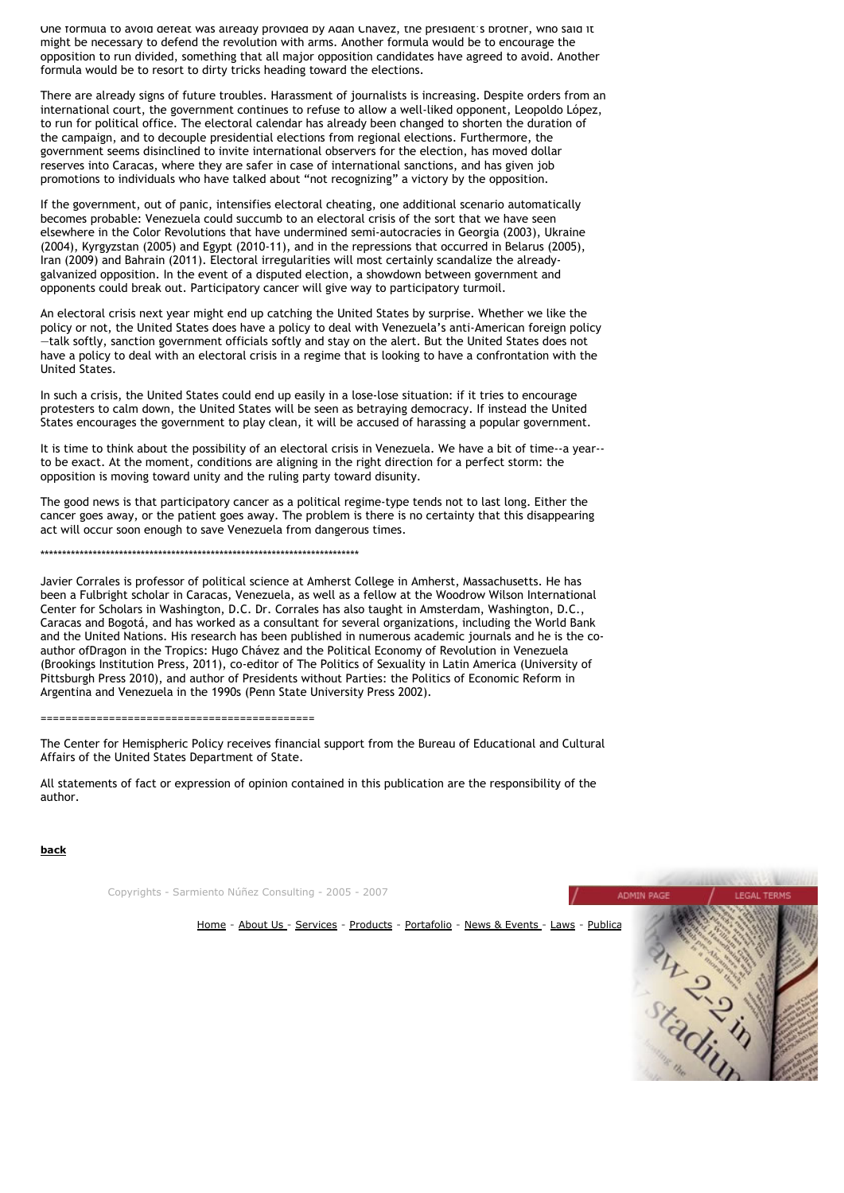One formula to avoid defeat was already provided by Adán Chávez, the president's brother, who said it might be necessary to defend the revolution with arms. Another formula would be to encourage the opposition to run divided, something that all major opposition candidates have agreed to avoid. Another formula would be to resort to dirty tricks heading toward the elections.

There are already signs of future troubles. Harassment of journalists is increasing. Despite orders from an international court, the government continues to refuse to allow a well-liked opponent, Leopoldo López, to run for political office. The electoral calendar has already been changed to shorten the duration of the campaign, and to decouple presidential elections from regional elections. Furthermore, the government seems disinclined to invite international observers for the election, has moved dollar reserves into Caracas, where they are safer in case of international sanctions, and has given job promotions to individuals who have talked about "not recognizing" a victory by the opposition.

If the government, out of panic, intensifies electoral cheating, one additional scenario automatically becomes probable: Venezuela could succumb to an electoral crisis of the sort that we have seen elsewhere in the Color Revolutions that have undermined semi-autocracies in Georgia (2003), Ukraine (2004), Kyrgyzstan (2005) and Egypt (2010-11), and in the repressions that occurred in Belarus (2005), Iran (2009) and Bahrain (2011). Electoral irregularities will most certainly scandalize the already-galvanized opposition. In the event of a disputed election, a showdown between government and opponents could break out. Participatory cancer will give way to participatory turmoil.

An electoral crisis next year might end up catching the United States by surprise. Whether we like the policy or not, the United States does have a policy to deal with Venezuela's anti-American foreign policy—talk softly, sanction government officials softly and stay on the alert. But the United States does not have a policy to deal with an electoral crisis in a regime that is looking to have a confrontation with the United States.

In such a crisis, the United States could end up easily in a lose-lose situation: if it tries to encourage protesters to calm down, the United States will be seen as betraying democracy. If instead the United States encourages the government to play clean, it will be accused of harassing a popular government.

It is time to think about the possibility of an electoral crisis in Venezuela. We have a bit of time--a year--to be exact. At the moment, conditions are aligning in the right direction for a perfect storm: the opposition is moving toward unity and the ruling party toward disunity.

The good news is that participatory cancer as a political regime-type tends not to last long. Either the cancer goes away, or the patient goes away. The problem is there is no certainty that this disappearing act will occur soon enough to save Venezuela from dangerous times.

***************************************************************************

Javier Corrales is professor of political science at Amherst College in Amherst, Massachusetts. He has been a Fulbright scholar in Caracas, Venezuela, as well as a fellow at the Woodrow Wilson International Center for Scholars in Washington, D.C. Dr. Corrales has also taught in Amsterdam, Washington, D.C., Caracas and Bogotá, and has worked as a consultant for several organizations, including the World Bank and the United Nations. His research has been published in numerous academic journals and he is the co-author ofDragon in the Tropics: Hugo Chávez and the Political Economy of Revolution in Venezuela (Brookings Institution Press, 2011), co-editor of The Politics of Sexuality in Latin America (University of Pittsburgh Press 2010), and author of Presidents without Parties: the Politics of Economic Reform in Argentina and Venezuela in the 1990s (Penn State University Press 2002).

===========================================

The Center for Hemispheric Policy receives financial support from the Bureau of Educational and Cultural Affairs of the United States Department of State.

All statements of fact or expression of opinion contained in this publication are the responsibility of the author.

**back**

Copyrights - Sarmiento Núñez Consulting - 2005 - 2007

ADMIN PAGE / LEGAL TERMS

Home - About Us - Services - Products - Portafolio - News & Events - Laws - Publica